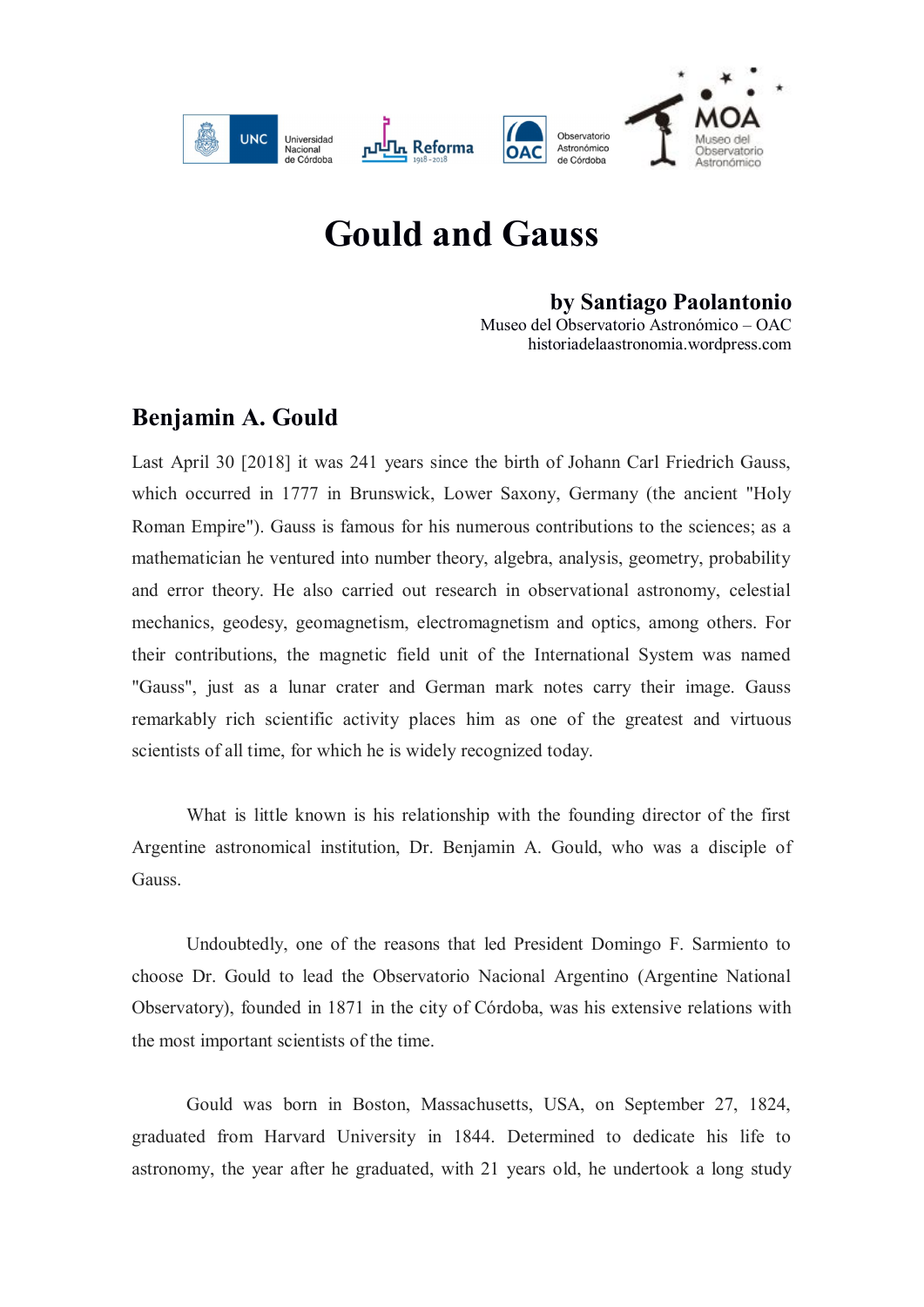# Gould and Gauss

**by Santiago Paolantonio**
Museo del Observatorio Astronómico – OAC
historiadelaastronomia.wordpress.com

## Benjamin A. Gould

Last April 30 [2018] it was 241 years since the birth of Johann Carl Friedrich Gauss, which occurred in 1777 in Brunswick, Lower Saxony, Germany (the ancient "Holy Roman Empire"). Gauss is famous for his numerous contributions to the sciences; as a mathematician he ventured into number theory, algebra, analysis, geometry, probability and error theory. He also carried out research in observational astronomy, celestial mechanics, geodesy, geomagnetism, electromagnetism and optics, among others. For their contributions, the magnetic field unit of the International System was named "Gauss", just as a lunar crater and German mark notes carry their image. Gauss remarkably rich scientific activity places him as one of the greatest and virtuous scientists of all time, for which he is widely recognized today.

What is little known is his relationship with the founding director of the first Argentine astronomical institution, Dr. Benjamin A. Gould, who was a disciple of Gauss.

Undoubtedly, one of the reasons that led President Domingo F. Sarmiento to choose Dr. Gould to lead the Observatorio Nacional Argentino (Argentine National Observatory), founded in 1871 in the city of Córdoba, was his extensive relations with the most important scientists of the time.

Gould was born in Boston, Massachusetts, USA, on September 27, 1824, graduated from Harvard University in 1844. Determined to dedicate his life to astronomy, the year after he graduated, with 21 years old, he undertook a long study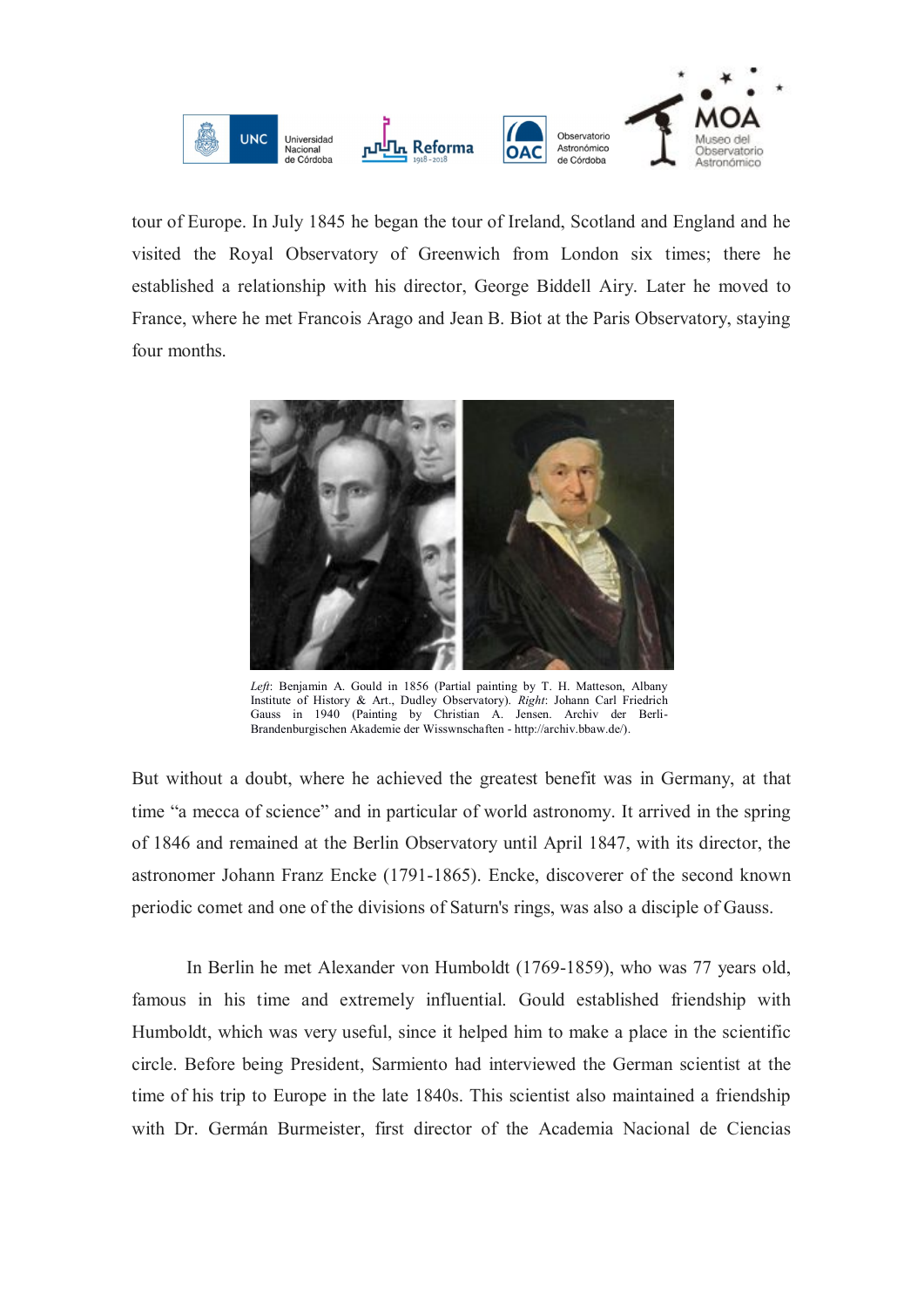tour of Europe. In July 1845 he began the tour of Ireland, Scotland and England and he visited the Royal Observatory of Greenwich from London six times; there he established a relationship with his director, George Biddell Airy. Later he moved to France, where he met Francois Arago and Jean B. Biot at the Paris Observatory, staying four months.

*Left*: Benjamin A. Gould in 1856 (Partial painting by T. H. Matteson, Albany Institute of History & Art., Dudley Observatory). *Right*: Johann Carl Friedrich Gauss in 1940 (Painting by Christian A. Jensen. Archiv der Berli-Brandenburgischen Akademie der Wisswnschaften - http://archiv.bbaw.de/).

But without a doubt, where he achieved the greatest benefit was in Germany, at that time "a mecca of science" and in particular of world astronomy. It arrived in the spring of 1846 and remained at the Berlin Observatory until April 1847, with its director, the astronomer Johann Franz Encke (1791-1865). Encke, discoverer of the second known periodic comet and one of the divisions of Saturn's rings, was also a disciple of Gauss.

In Berlin he met Alexander von Humboldt (1769-1859), who was 77 years old, famous in his time and extremely influential. Gould established friendship with Humboldt, which was very useful, since it helped him to make a place in the scientific circle. Before being President, Sarmiento had interviewed the German scientist at the time of his trip to Europe in the late 1840s. This scientist also maintained a friendship with Dr. Germán Burmeister, first director of the Academia Nacional de Ciencias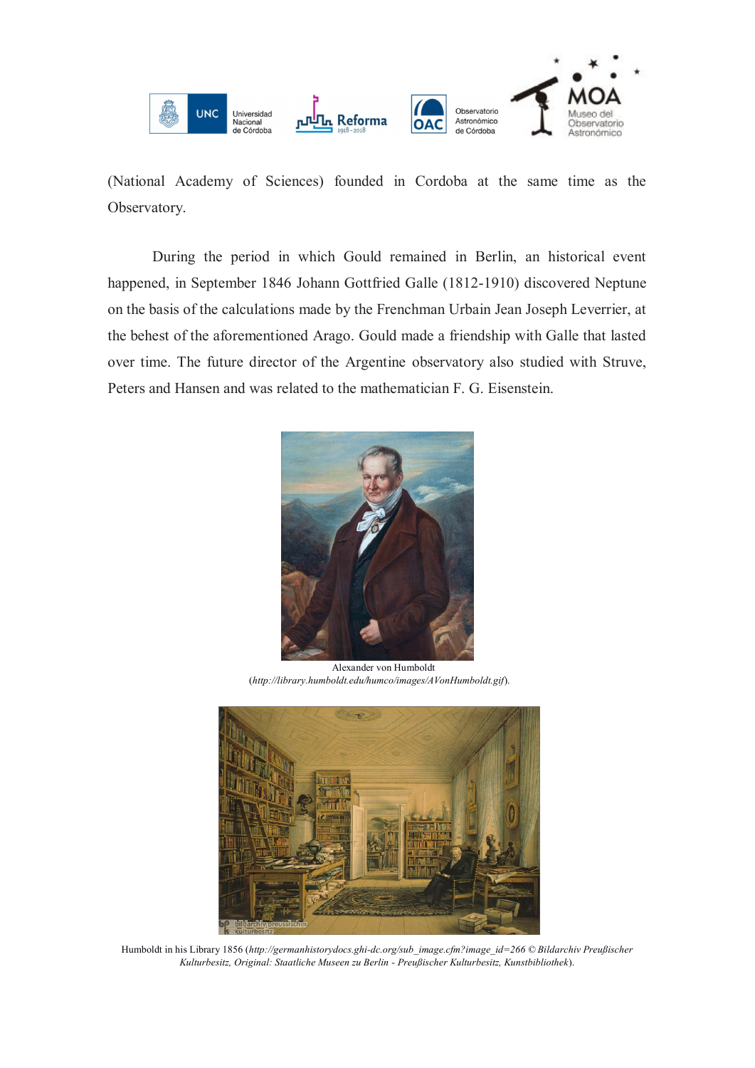(National Academy of Sciences) founded in Cordoba at the same time as the Observatory.

During the period in which Gould remained in Berlin, an historical event happened, in September 1846 Johann Gottfried Galle (1812-1910) discovered Neptune on the basis of the calculations made by the Frenchman Urbain Jean Joseph Leverrier, at the behest of the aforementioned Arago. Gould made a friendship with Galle that lasted over time. The future director of the Argentine observatory also studied with Struve, Peters and Hansen and was related to the mathematician F. G. Eisenstein.

Alexander von Humboldt
(*http://library.humboldt.edu/humco/images/AVonHumboldt.gif*).

Humboldt in his Library 1856 (*http://germanhistorydocs.ghi-dc.org/sub_image.cfm?image_id=266 © Bildarchiv Preußischer Kulturbesitz, Original: Staatliche Museen zu Berlin - Preußischer Kulturbesitz, Kunstbibliothek*).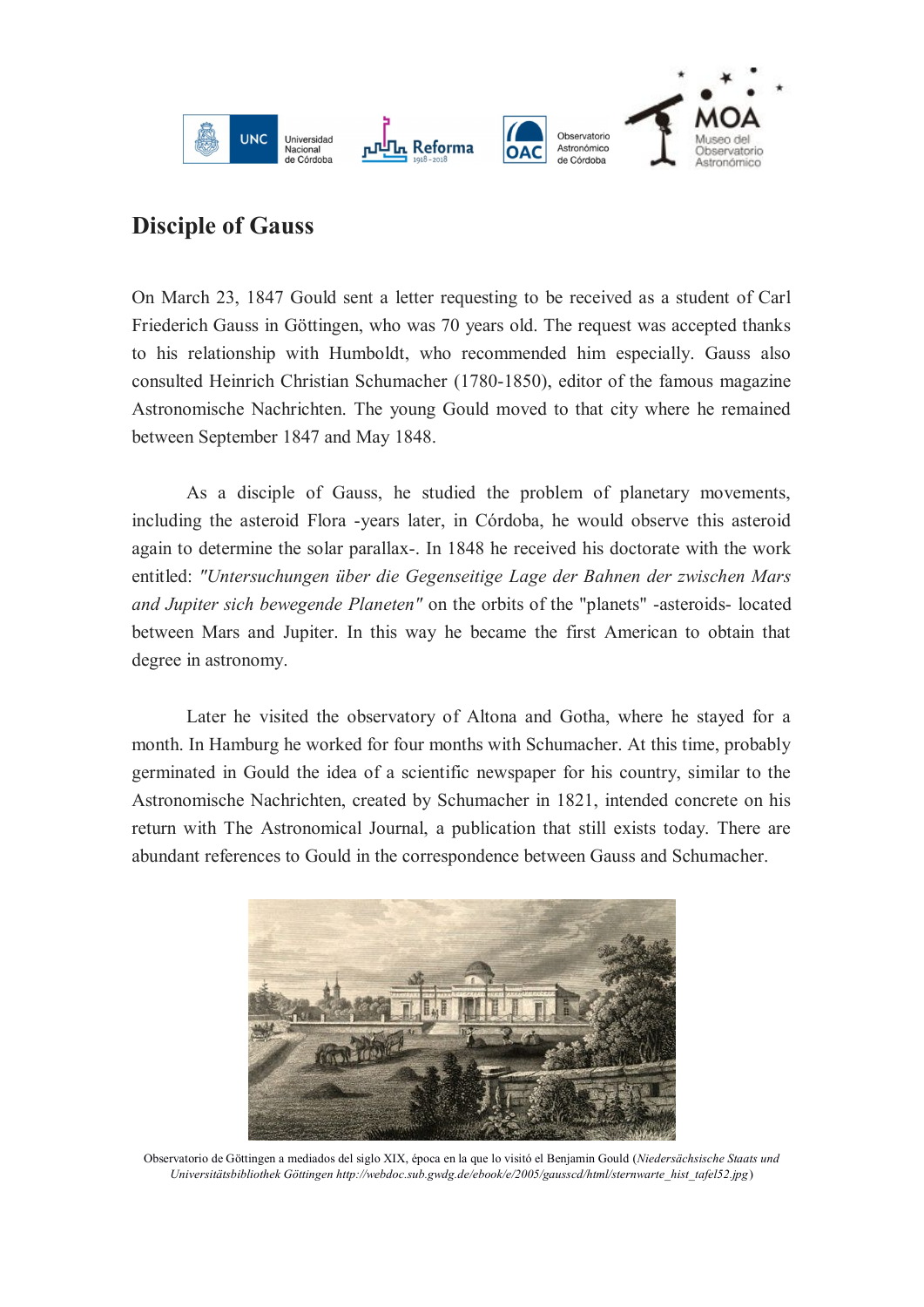# Disciple of Gauss

On March 23, 1847 Gould sent a letter requesting to be received as a student of Carl Friederich Gauss in Göttingen, who was 70 years old. The request was accepted thanks to his relationship with Humboldt, who recommended him especially. Gauss also consulted Heinrich Christian Schumacher (1780-1850), editor of the famous magazine Astronomische Nachrichten. The young Gould moved to that city where he remained between September 1847 and May 1848.

As a disciple of Gauss, he studied the problem of planetary movements, including the asteroid Flora -years later, in Córdoba, he would observe this asteroid again to determine the solar parallax-. In 1848 he received his doctorate with the work entitled: *"Untersuchungen über die Gegenseitige Lage der Bahnen der zwischen Mars and Jupiter sich bewegende Planeten"* on the orbits of the "planets" -asteroids- located between Mars and Jupiter. In this way he became the first American to obtain that degree in astronomy.

Later he visited the observatory of Altona and Gotha, where he stayed for a month. In Hamburg he worked for four months with Schumacher. At this time, probably germinated in Gould the idea of a scientific newspaper for his country, similar to the Astronomische Nachrichten, created by Schumacher in 1821, intended concrete on his return with The Astronomical Journal, a publication that still exists today. There are abundant references to Gould in the correspondence between Gauss and Schumacher.

Observatorio de Göttingen a mediados del siglo XIX, época en la que lo visitó el Benjamin Gould (*Niedersächsische Staats und Universitätsbibliothek Göttingen http://webdoc.sub.gwdg.de/ebook/e/2005/gausscd/html/sternwarte_hist_tafel52.jpg*)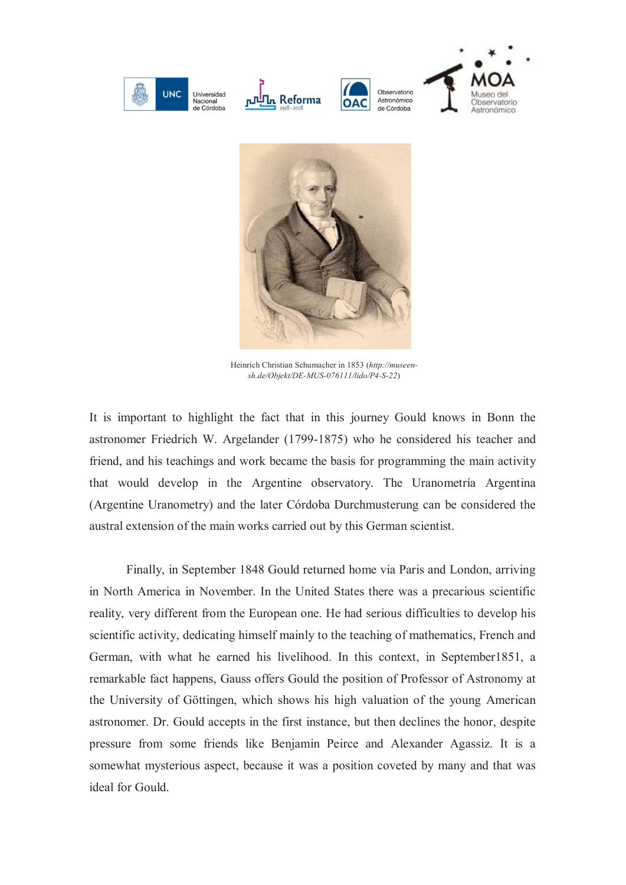Heinrich Christian Schumacher in 1853 (*http://museen-sh.de/Objekt/DE-MUS-076111/lido/P4-S-22*)

It is important to highlight the fact that in this journey Gould knows in Bonn the astronomer Friedrich W. Argelander (1799-1875) who he considered his teacher and friend, and his teachings and work became the basis for programming the main activity that would develop in the Argentine observatory. The Uranometría Argentina (Argentine Uranometry) and the later Córdoba Durchmusterung can be considered the austral extension of the main works carried out by this German scientist.

Finally, in September 1848 Gould returned home via Paris and London, arriving in North America in November. In the United States there was a precarious scientific reality, very different from the European one. He had serious difficulties to develop his scientific activity, dedicating himself mainly to the teaching of mathematics, French and German, with what he earned his livelihood. In this context, in September1851, a remarkable fact happens, Gauss offers Gould the position of Professor of Astronomy at the University of Göttingen, which shows his high valuation of the young American astronomer. Dr. Gould accepts in the first instance, but then declines the honor, despite pressure from some friends like Benjamin Peirce and Alexander Agassiz. It is a somewhat mysterious aspect, because it was a position coveted by many and that was ideal for Gould.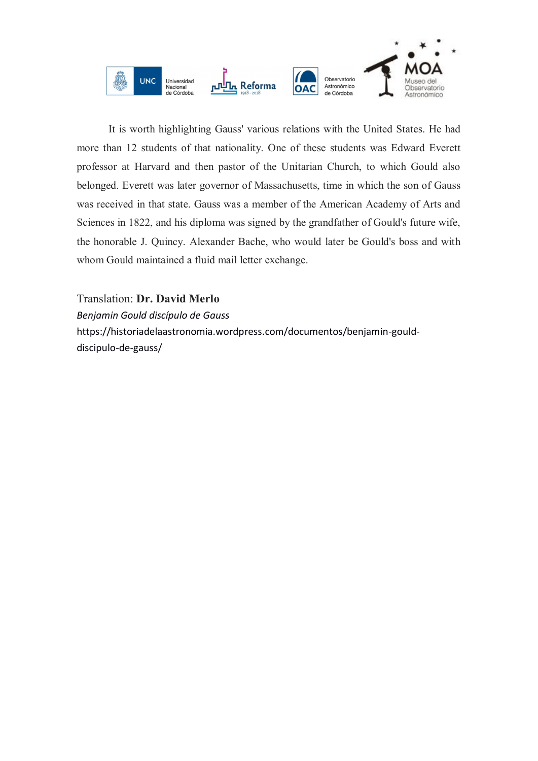It is worth highlighting Gauss' various relations with the United States. He had more than 12 students of that nationality. One of these students was Edward Everett professor at Harvard and then pastor of the Unitarian Church, to which Gould also belonged. Everett was later governor of Massachusetts, time in which the son of Gauss was received in that state. Gauss was a member of the American Academy of Arts and Sciences in 1822, and his diploma was signed by the grandfather of Gould's future wife, the honorable J. Quincy. Alexander Bache, who would later be Gould's boss and with whom Gould maintained a fluid mail letter exchange.

Translation: **Dr. David Merlo**

*Benjamin Gould discípulo de Gauss*

https://historiadelaastronomia.wordpress.com/documentos/benjamin-gould-discipulo-de-gauss/